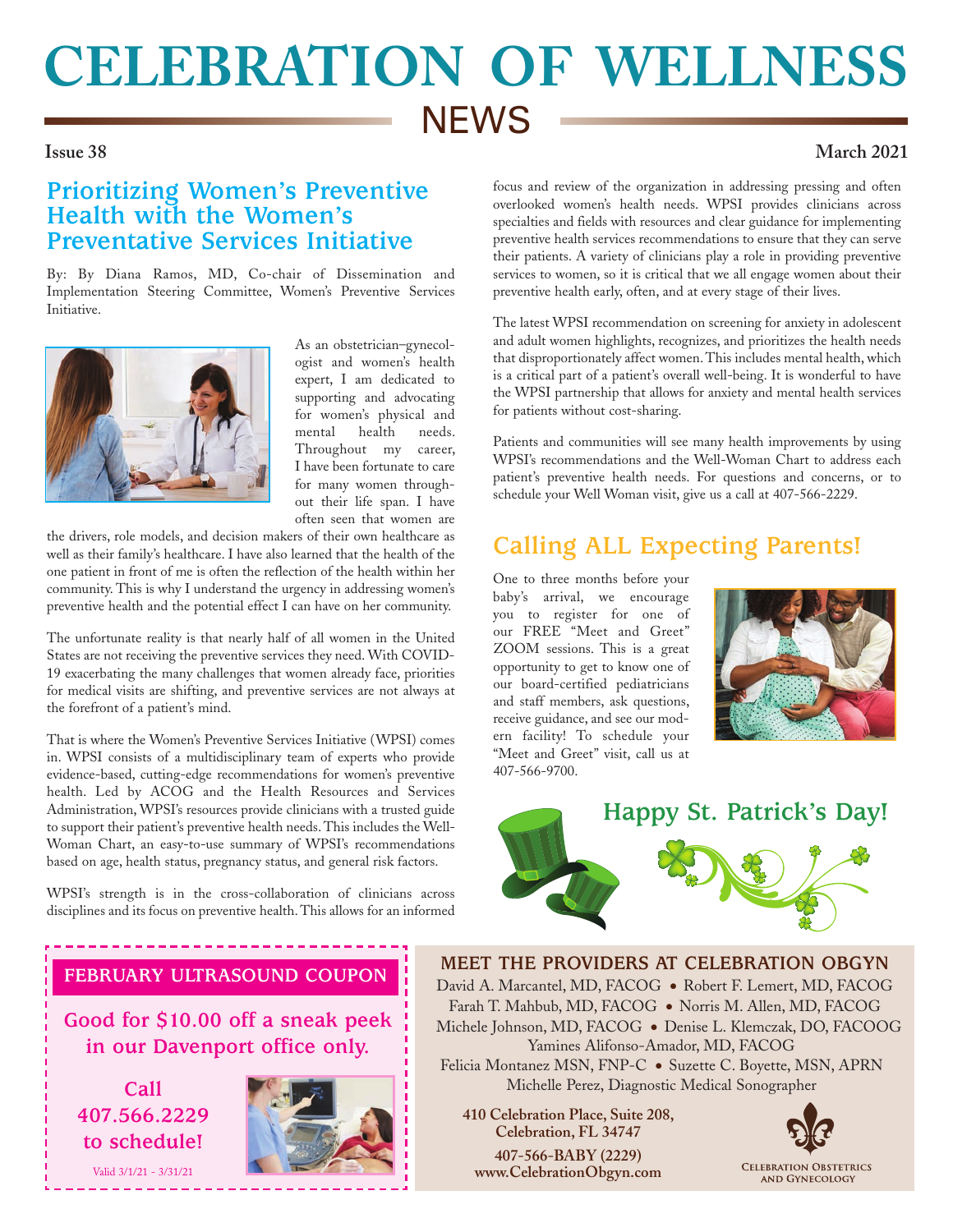# CELEBRATION OF WELLNESS NEWS

**Issue 38** **March 2021**

## Prioritizing Women's Preventive Health with the Women's Preventative Services Initiative

By: By Diana Ramos, MD, Co-chair of Dissemination and Implementation Steering Committee, Women's Preventive Services Initiative.

As an obstetrician–gynecologist and women's health expert, I am dedicated to supporting and advocating for women's physical and mental health needs. Throughout my career, I have been fortunate to care for many women throughout their life span. I have often seen that women are the drivers, role models, and decision makers of their own healthcare as well as their family's healthcare. I have also learned that the health of the one patient in front of me is often the reflection of the health within her community. This is why I understand the urgency in addressing women's preventive health and the potential effect I can have on her community.

The unfortunate reality is that nearly half of all women in the United States are not receiving the preventive services they need. With COVID-19 exacerbating the many challenges that women already face, priorities for medical visits are shifting, and preventive services are not always at the forefront of a patient's mind.

That is where the Women's Preventive Services Initiative (WPSI) comes in. WPSI consists of a multidisciplinary team of experts who provide evidence-based, cutting-edge recommendations for women's preventive health. Led by ACOG and the Health Resources and Services Administration, WPSI's resources provide clinicians with a trusted guide to support their patient's preventive health needs. This includes the Well-Woman Chart, an easy-to-use summary of WPSI's recommendations based on age, health status, pregnancy status, and general risk factors.

WPSI's strength is in the cross-collaboration of clinicians across disciplines and its focus on preventive health. This allows for an informed focus and review of the organization in addressing pressing and often overlooked women's health needs. WPSI provides clinicians across specialties and fields with resources and clear guidance for implementing preventive health services recommendations to ensure that they can serve their patients. A variety of clinicians play a role in providing preventive services to women, so it is critical that we all engage women about their preventive health early, often, and at every stage of their lives.

The latest WPSI recommendation on screening for anxiety in adolescent and adult women highlights, recognizes, and prioritizes the health needs that disproportionately affect women. This includes mental health, which is a critical part of a patient's overall well-being. It is wonderful to have the WPSI partnership that allows for anxiety and mental health services for patients without cost-sharing.

Patients and communities will see many health improvements by using WPSI's recommendations and the Well-Woman Chart to address each patient's preventive health needs. For questions and concerns, or to schedule your Well Woman visit, give us a call at 407-566-2229.

## Calling ALL Expecting Parents!

One to three months before your baby's arrival, we encourage you to register for one of our FREE "Meet and Greet" ZOOM sessions. This is a great opportunity to get to know one of our board-certified pediatricians and staff members, ask questions, receive guidance, and see our modern facility! To schedule your "Meet and Greet" visit, call us at 407-566-9700.

## Happy St. Patrick's Day!

### FEBRUARY ULTRASOUND COUPON

**Good for $10.00 off a sneak peek in our Davenport office only.**

**Call 407.566.2229 to schedule!**

Valid 3/1/21 - 3/31/21

### MEET THE PROVIDERS AT CELEBRATION OBGYN

David A. Marcantel, MD, FACOG • Robert F. Lemert, MD, FACOG
Farah T. Mahbub, MD, FACOG • Norris M. Allen, MD, FACOG
Michele Johnson, MD, FACOG • Denise L. Klemczak, DO, FACOOG
Yamines Alifonso-Amador, MD, FACOG
Felicia Montanez MSN, FNP-C • Suzette C. Boyette, MSN, APRN
Michelle Perez, Diagnostic Medical Sonographer

**410 Celebration Place, Suite 208, Celebration, FL 34747**

**407-566-BABY (2229)**
**www.CelebrationObgyn.com**

Celebration Obstetrics and Gynecology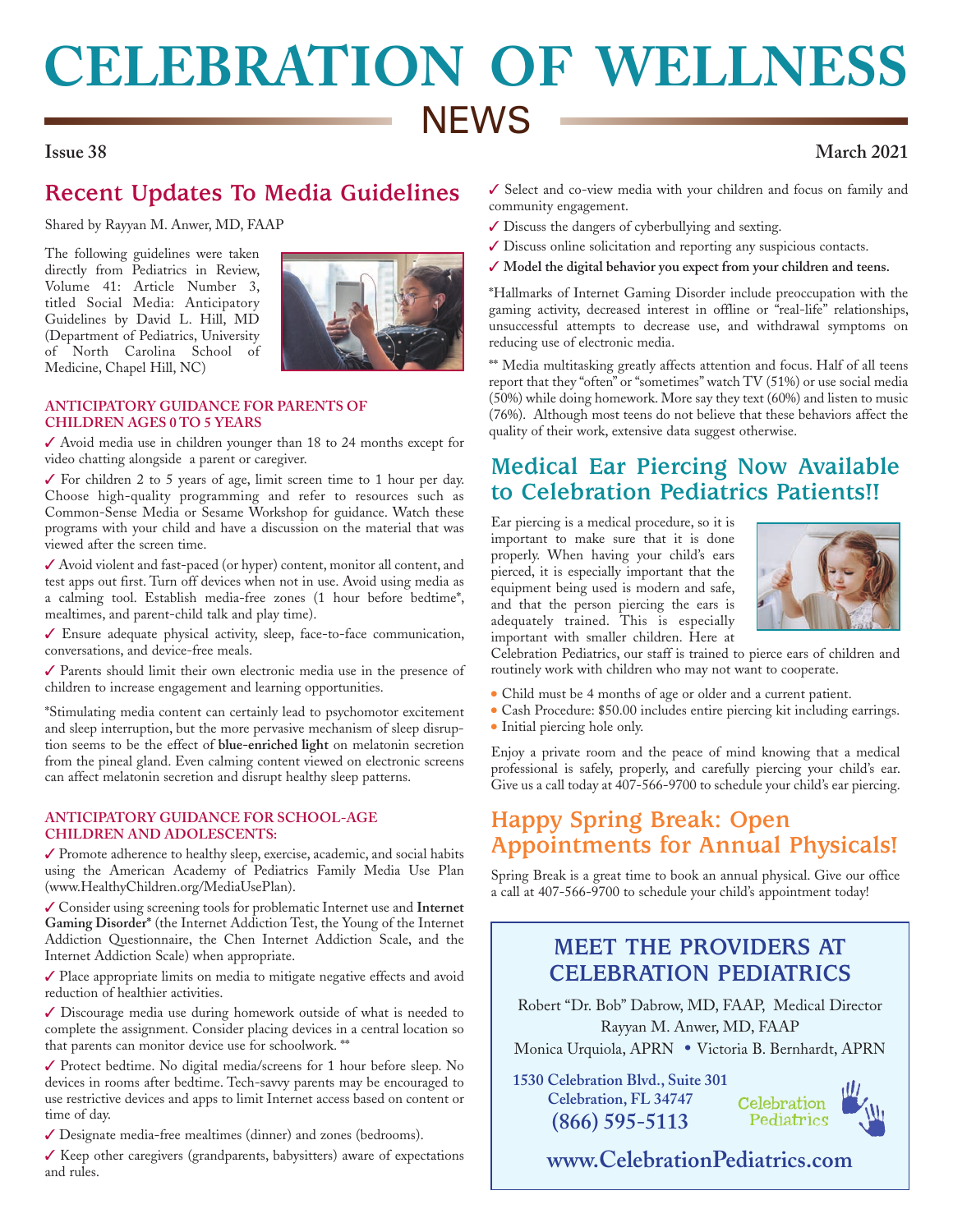# CELEBRATION OF WELLNESS

## NEWS

**Issue 38** **March 2021**

## Recent Updates To Media Guidelines

Shared by Rayyan M. Anwer, MD, FAAP

The following guidelines were taken directly from Pediatrics in Review, Volume 41: Article Number 3, titled Social Media: Anticipatory Guidelines by David L. Hill, MD (Department of Pediatrics, University of North Carolina School of Medicine, Chapel Hill, NC)

### ANTICIPATORY GUIDANCE FOR PARENTS OF CHILDREN AGES 0 TO 5 YEARS

✓ Avoid media use in children younger than 18 to 24 months except for video chatting alongside a parent or caregiver.

✓ For children 2 to 5 years of age, limit screen time to 1 hour per day. Choose high-quality programming and refer to resources such as Common-Sense Media or Sesame Workshop for guidance. Watch these programs with your child and have a discussion on the material that was viewed after the screen time.

✓ Avoid violent and fast-paced (or hyper) content, monitor all content, and test apps out first. Turn off devices when not in use. Avoid using media as a calming tool. Establish media-free zones (1 hour before bedtime*, mealtimes, and parent-child talk and play time).

✓ Ensure adequate physical activity, sleep, face-to-face communication, conversations, and device-free meals.

✓ Parents should limit their own electronic media use in the presence of children to increase engagement and learning opportunities.

*Stimulating media content can certainly lead to psychomotor excitement and sleep interruption, but the more pervasive mechanism of sleep disruption seems to be the effect of **blue-enriched light** on melatonin secretion from the pineal gland. Even calming content viewed on electronic screens can affect melatonin secretion and disrupt healthy sleep patterns.

### ANTICIPATORY GUIDANCE FOR SCHOOL-AGE CHILDREN AND ADOLESCENTS:

✓ Promote adherence to healthy sleep, exercise, academic, and social habits using the American Academy of Pediatrics Family Media Use Plan (www.HealthyChildren.org/MediaUsePlan).

✓ Consider using screening tools for problematic Internet use and **Internet Gaming Disorder*** (the Internet Addiction Test, the Young of the Internet Addiction Questionnaire, the Chen Internet Addiction Scale, and the Internet Addiction Scale) when appropriate.

✓ Place appropriate limits on media to mitigate negative effects and avoid reduction of healthier activities.

✓ Discourage media use during homework outside of what is needed to complete the assignment. Consider placing devices in a central location so that parents can monitor device use for schoolwork. **

✓ Protect bedtime. No digital media/screens for 1 hour before sleep. No devices in rooms after bedtime. Tech-savvy parents may be encouraged to use restrictive devices and apps to limit Internet access based on content or time of day.

✓ Designate media-free mealtimes (dinner) and zones (bedrooms).

✓ Keep other caregivers (grandparents, babysitters) aware of expectations and rules.

✓ Select and co-view media with your children and focus on family and community engagement.

✓ Discuss the dangers of cyberbullying and sexting.

✓ Discuss online solicitation and reporting any suspicious contacts.

✓ **Model the digital behavior you expect from your children and teens.**

*Hallmarks of Internet Gaming Disorder include preoccupation with the gaming activity, decreased interest in offline or "real-life" relationships, unsuccessful attempts to decrease use, and withdrawal symptoms on reducing use of electronic media.

** Media multitasking greatly affects attention and focus. Half of all teens report that they "often" or "sometimes" watch TV (51%) or use social media (50%) while doing homework. More say they text (60%) and listen to music (76%). Although most teens do not believe that these behaviors affect the quality of their work, extensive data suggest otherwise.

## Medical Ear Piercing Now Available to Celebration Pediatrics Patients!!

Ear piercing is a medical procedure, so it is important to make sure that it is done properly. When having your child's ears pierced, it is especially important that the equipment being used is modern and safe, and that the person piercing the ears is adequately trained. This is especially important with smaller children. Here at Celebration Pediatrics, our staff is trained to pierce ears of children and routinely work with children who may not want to cooperate.

- Child must be 4 months of age or older and a current patient.
- Cash Procedure: $50.00 includes entire piercing kit including earrings.
- Initial piercing hole only.

Enjoy a private room and the peace of mind knowing that a medical professional is safely, properly, and carefully piercing your child's ear. Give us a call today at 407-566-9700 to schedule your child's ear piercing.

## Happy Spring Break: Open Appointments for Annual Physicals!

Spring Break is a great time to book an annual physical. Give our office a call at 407-566-9700 to schedule your child's appointment today!

## MEET THE PROVIDERS AT CELEBRATION PEDIATRICS

Robert "Dr. Bob" Dabrow, MD, FAAP, Medical Director
Rayyan M. Anwer, MD, FAAP
Monica Urquiola, APRN • Victoria B. Bernhardt, APRN

**1530 Celebration Blvd., Suite 301**
**Celebration, FL 34747**
**(866) 595-5113**

Celebration Pediatrics

**www.CelebrationPediatrics.com**